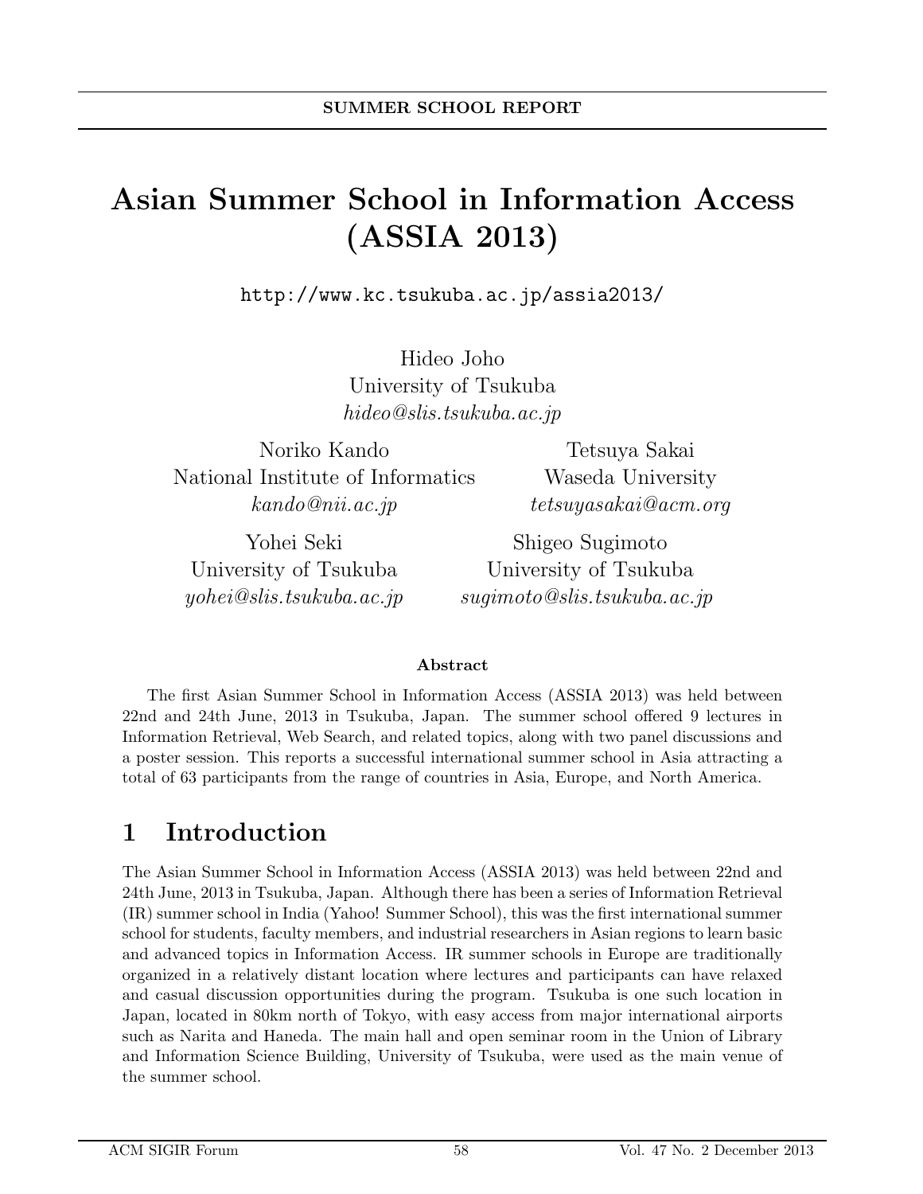**SUMMER SCHOOL REPORT**

# Asian Summer School in Information Access (ASSIA 2013)

http://www.kc.tsukuba.ac.jp/assia2013/

Hideo Joho
University of Tsukuba
*hideo@slis.tsukuba.ac.jp*

Noriko Kando
National Institute of Informatics
*kando@nii.ac.jp*

Tetsuya Sakai
Waseda University
*tetsuyasakai@acm.org*

Yohei Seki
University of Tsukuba
*yohei@slis.tsukuba.ac.jp*

Shigeo Sugimoto
University of Tsukuba
*sugimoto@slis.tsukuba.ac.jp*

**Abstract**

The first Asian Summer School in Information Access (ASSIA 2013) was held between 22nd and 24th June, 2013 in Tsukuba, Japan. The summer school offered 9 lectures in Information Retrieval, Web Search, and related topics, along with two panel discussions and a poster session. This reports a successful international summer school in Asia attracting a total of 63 participants from the range of countries in Asia, Europe, and North America.

## 1 Introduction

The Asian Summer School in Information Access (ASSIA 2013) was held between 22nd and 24th June, 2013 in Tsukuba, Japan. Although there has been a series of Information Retrieval (IR) summer school in India (Yahoo! Summer School), this was the first international summer school for students, faculty members, and industrial researchers in Asian regions to learn basic and advanced topics in Information Access. IR summer schools in Europe are traditionally organized in a relatively distant location where lectures and participants can have relaxed and casual discussion opportunities during the program. Tsukuba is one such location in Japan, located in 80km north of Tokyo, with easy access from major international airports such as Narita and Haneda. The main hall and open seminar room in the Union of Library and Information Science Building, University of Tsukuba, were used as the main venue of the summer school.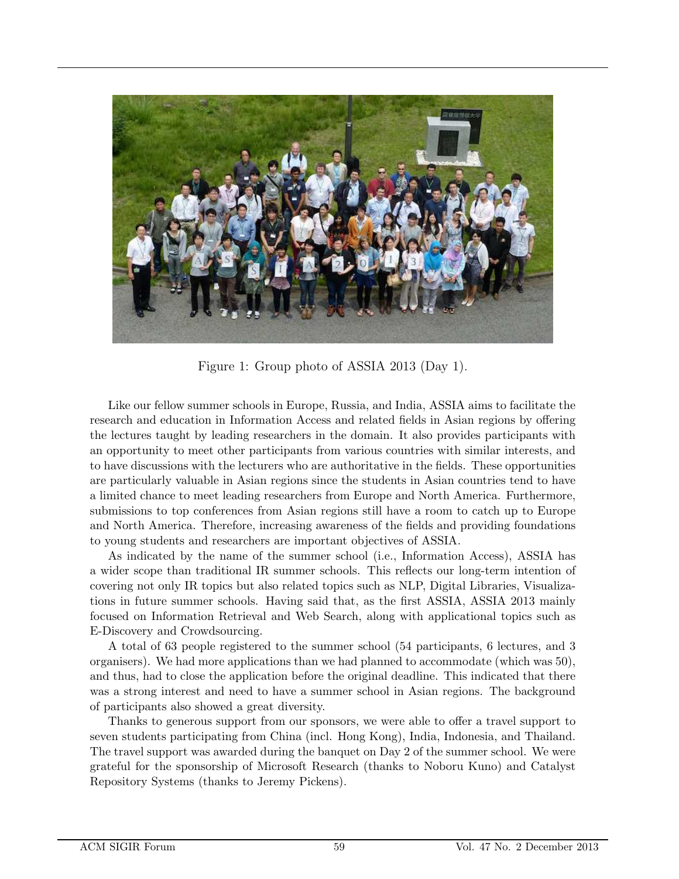Figure 1: Group photo of ASSIA 2013 (Day 1).

Like our fellow summer schools in Europe, Russia, and India, ASSIA aims to facilitate the research and education in Information Access and related fields in Asian regions by offering the lectures taught by leading researchers in the domain. It also provides participants with an opportunity to meet other participants from various countries with similar interests, and to have discussions with the lecturers who are authoritative in the fields. These opportunities are particularly valuable in Asian regions since the students in Asian countries tend to have a limited chance to meet leading researchers from Europe and North America. Furthermore, submissions to top conferences from Asian regions still have a room to catch up to Europe and North America. Therefore, increasing awareness of the fields and providing foundations to young students and researchers are important objectives of ASSIA.

As indicated by the name of the summer school (i.e., Information Access), ASSIA has a wider scope than traditional IR summer schools. This reflects our long-term intention of covering not only IR topics but also related topics such as NLP, Digital Libraries, Visualizations in future summer schools. Having said that, as the first ASSIA, ASSIA 2013 mainly focused on Information Retrieval and Web Search, along with applicational topics such as E-Discovery and Crowdsourcing.

A total of 63 people registered to the summer school (54 participants, 6 lectures, and 3 organisers). We had more applications than we had planned to accommodate (which was 50), and thus, had to close the application before the original deadline. This indicated that there was a strong interest and need to have a summer school in Asian regions. The background of participants also showed a great diversity.

Thanks to generous support from our sponsors, we were able to offer a travel support to seven students participating from China (incl. Hong Kong), India, Indonesia, and Thailand. The travel support was awarded during the banquet on Day 2 of the summer school. We were grateful for the sponsorship of Microsoft Research (thanks to Noboru Kuno) and Catalyst Repository Systems (thanks to Jeremy Pickens).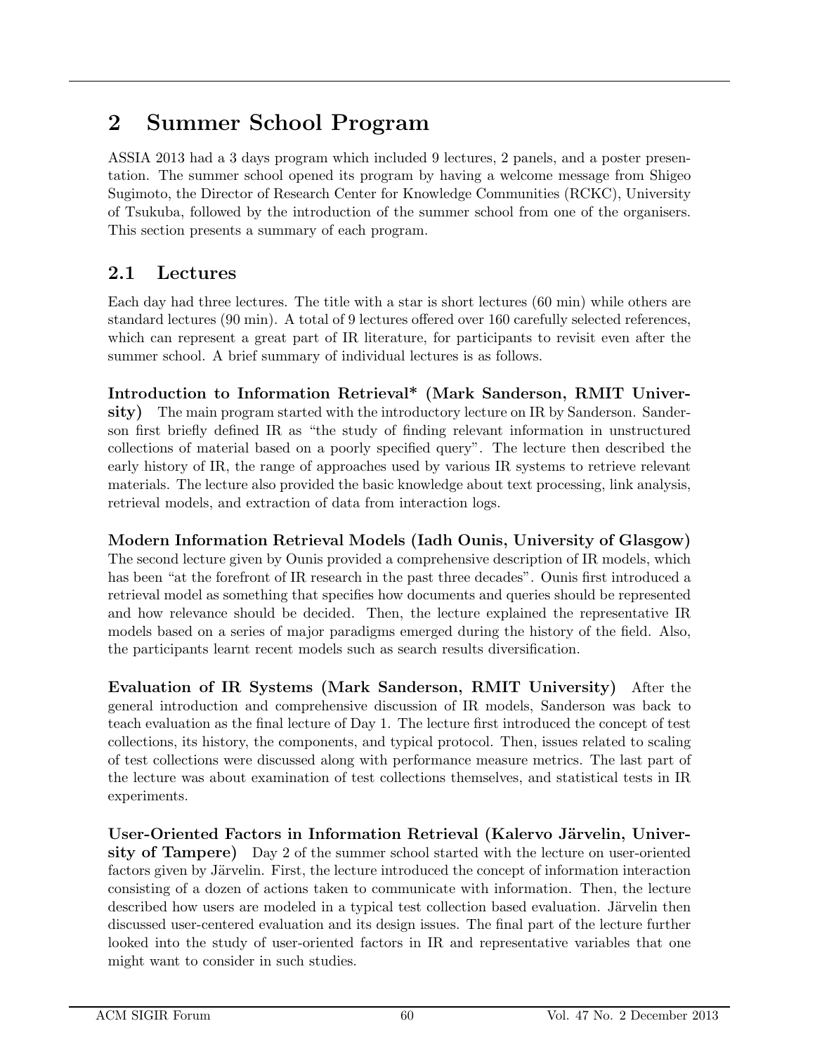## 2 Summer School Program

ASSIA 2013 had a 3 days program which included 9 lectures, 2 panels, and a poster presentation. The summer school opened its program by having a welcome message from Shigeo Sugimoto, the Director of Research Center for Knowledge Communities (RCKC), University of Tsukuba, followed by the introduction of the summer school from one of the organisers. This section presents a summary of each program.

### 2.1 Lectures

Each day had three lectures. The title with a star is short lectures (60 min) while others are standard lectures (90 min). A total of 9 lectures offered over 160 carefully selected references, which can represent a great part of IR literature, for participants to revisit even after the summer school. A brief summary of individual lectures is as follows.

**Introduction to Information Retrieval* (Mark Sanderson, RMIT University)** The main program started with the introductory lecture on IR by Sanderson. Sanderson first briefly defined IR as "the study of finding relevant information in unstructured collections of material based on a poorly specified query". The lecture then described the early history of IR, the range of approaches used by various IR systems to retrieve relevant materials. The lecture also provided the basic knowledge about text processing, link analysis, retrieval models, and extraction of data from interaction logs.

**Modern Information Retrieval Models (Iadh Ounis, University of Glasgow)** The second lecture given by Ounis provided a comprehensive description of IR models, which has been "at the forefront of IR research in the past three decades". Ounis first introduced a retrieval model as something that specifies how documents and queries should be represented and how relevance should be decided. Then, the lecture explained the representative IR models based on a series of major paradigms emerged during the history of the field. Also, the participants learnt recent models such as search results diversification.

**Evaluation of IR Systems (Mark Sanderson, RMIT University)** After the general introduction and comprehensive discussion of IR models, Sanderson was back to teach evaluation as the final lecture of Day 1. The lecture first introduced the concept of test collections, its history, the components, and typical protocol. Then, issues related to scaling of test collections were discussed along with performance measure metrics. The last part of the lecture was about examination of test collections themselves, and statistical tests in IR experiments.

**User-Oriented Factors in Information Retrieval (Kalervo Järvelin, University of Tampere)** Day 2 of the summer school started with the lecture on user-oriented factors given by Järvelin. First, the lecture introduced the concept of information interaction consisting of a dozen of actions taken to communicate with information. Then, the lecture described how users are modeled in a typical test collection based evaluation. Järvelin then discussed user-centered evaluation and its design issues. The final part of the lecture further looked into the study of user-oriented factors in IR and representative variables that one might want to consider in such studies.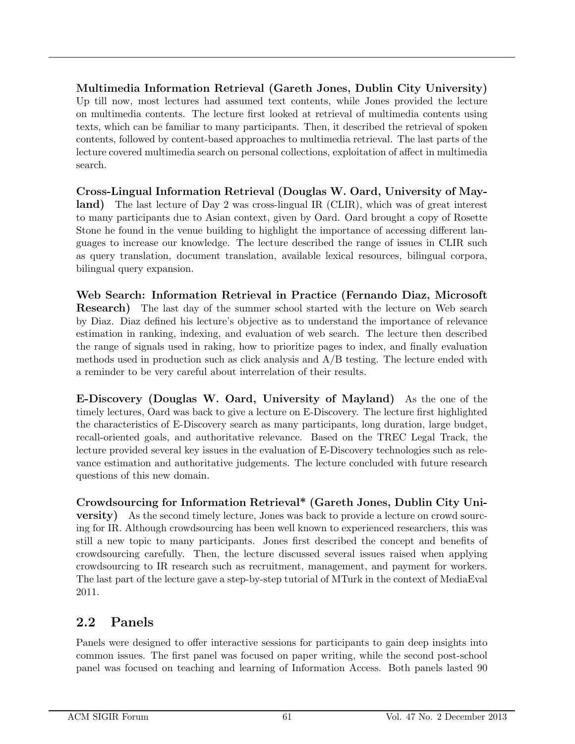**Multimedia Information Retrieval (Gareth Jones, Dublin City University)** Up till now, most lectures had assumed text contents, while Jones provided the lecture on multimedia contents. The lecture first looked at retrieval of multimedia contents using texts, which can be familiar to many participants. Then, it described the retrieval of spoken contents, followed by content-based approaches to multimedia retrieval. The last parts of the lecture covered multimedia search on personal collections, exploitation of affect in multimedia search.

**Cross-Lingual Information Retrieval (Douglas W. Oard, University of Mayland)** The last lecture of Day 2 was cross-lingual IR (CLIR), which was of great interest to many participants due to Asian context, given by Oard. Oard brought a copy of Rosette Stone he found in the venue building to highlight the importance of accessing different languages to increase our knowledge. The lecture described the range of issues in CLIR such as query translation, document translation, available lexical resources, bilingual corpora, bilingual query expansion.

**Web Search: Information Retrieval in Practice (Fernando Diaz, Microsoft Research)** The last day of the summer school started with the lecture on Web search by Diaz. Diaz defined his lecture's objective as to understand the importance of relevance estimation in ranking, indexing, and evaluation of web search. The lecture then described the range of signals used in raking, how to prioritize pages to index, and finally evaluation methods used in production such as click analysis and A/B testing. The lecture ended with a reminder to be very careful about interrelation of their results.

**E-Discovery (Douglas W. Oard, University of Mayland)** As the one of the timely lectures, Oard was back to give a lecture on E-Discovery. The lecture first highlighted the characteristics of E-Discovery search as many participants, long duration, large budget, recall-oriented goals, and authoritative relevance. Based on the TREC Legal Track, the lecture provided several key issues in the evaluation of E-Discovery technologies such as relevance estimation and authoritative judgements. The lecture concluded with future research questions of this new domain.

**Crowdsourcing for Information Retrieval* (Gareth Jones, Dublin City University)** As the second timely lecture, Jones was back to provide a lecture on crowd sourcing for IR. Although crowdsourcing has been well known to experienced researchers, this was still a new topic to many participants. Jones first described the concept and benefits of crowdsourcing carefully. Then, the lecture discussed several issues raised when applying crowdsourcing to IR research such as recruitment, management, and payment for workers. The last part of the lecture gave a step-by-step tutorial of MTurk in the context of MediaEval 2011.

## 2.2 Panels

Panels were designed to offer interactive sessions for participants to gain deep insights into common issues. The first panel was focused on paper writing, while the second post-school panel was focused on teaching and learning of Information Access. Both panels lasted 90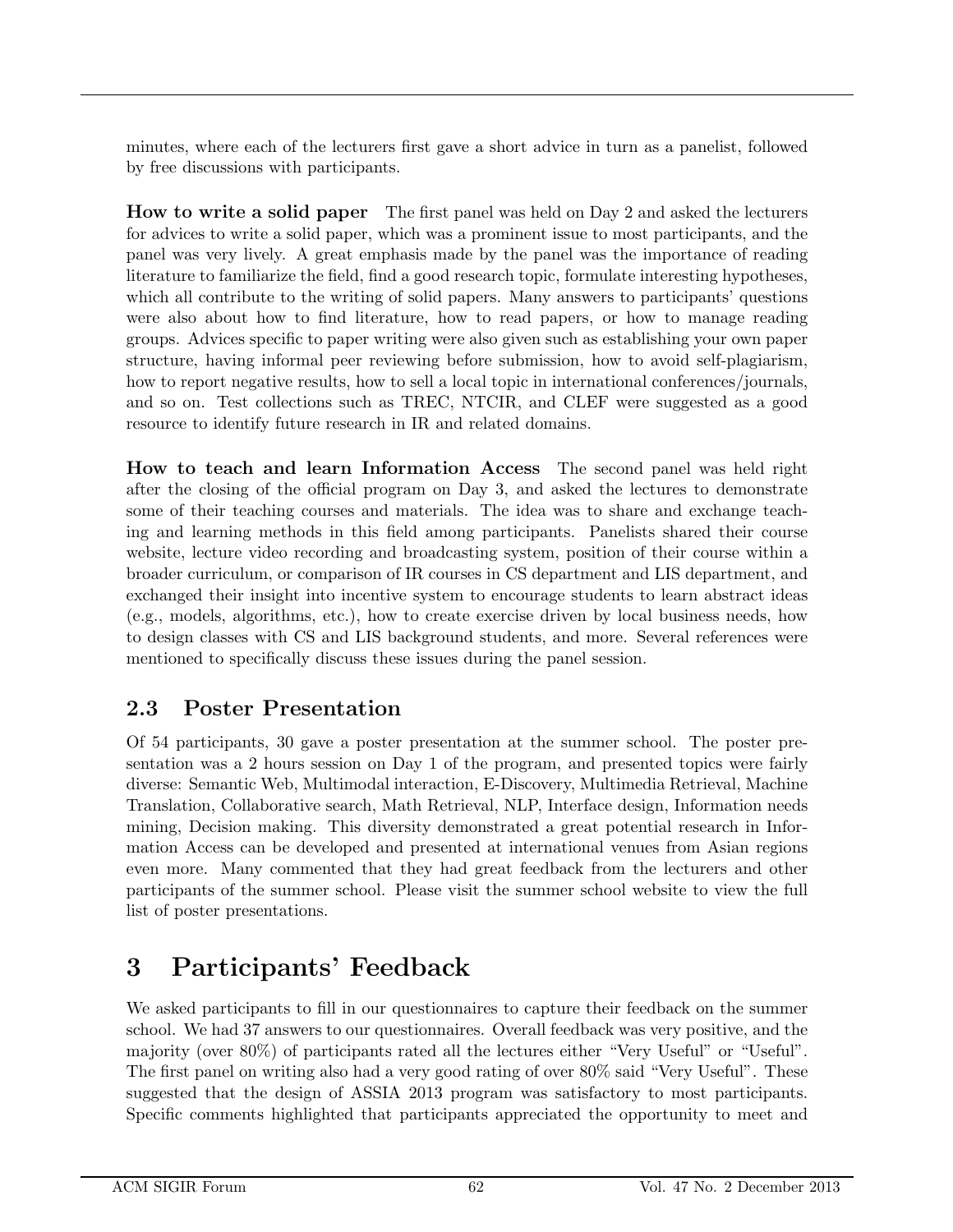minutes, where each of the lecturers first gave a short advice in turn as a panelist, followed by free discussions with participants.

**How to write a solid paper** The first panel was held on Day 2 and asked the lecturers for advices to write a solid paper, which was a prominent issue to most participants, and the panel was very lively. A great emphasis made by the panel was the importance of reading literature to familiarize the field, find a good research topic, formulate interesting hypotheses, which all contribute to the writing of solid papers. Many answers to participants' questions were also about how to find literature, how to read papers, or how to manage reading groups. Advices specific to paper writing were also given such as establishing your own paper structure, having informal peer reviewing before submission, how to avoid self-plagiarism, how to report negative results, how to sell a local topic in international conferences/journals, and so on. Test collections such as TREC, NTCIR, and CLEF were suggested as a good resource to identify future research in IR and related domains.

**How to teach and learn Information Access** The second panel was held right after the closing of the official program on Day 3, and asked the lectures to demonstrate some of their teaching courses and materials. The idea was to share and exchange teaching and learning methods in this field among participants. Panelists shared their course website, lecture video recording and broadcasting system, position of their course within a broader curriculum, or comparison of IR courses in CS department and LIS department, and exchanged their insight into incentive system to encourage students to learn abstract ideas (e.g., models, algorithms, etc.), how to create exercise driven by local business needs, how to design classes with CS and LIS background students, and more. Several references were mentioned to specifically discuss these issues during the panel session.

## 2.3 Poster Presentation

Of 54 participants, 30 gave a poster presentation at the summer school. The poster presentation was a 2 hours session on Day 1 of the program, and presented topics were fairly diverse: Semantic Web, Multimodal interaction, E-Discovery, Multimedia Retrieval, Machine Translation, Collaborative search, Math Retrieval, NLP, Interface design, Information needs mining, Decision making. This diversity demonstrated a great potential research in Information Access can be developed and presented at international venues from Asian regions even more. Many commented that they had great feedback from the lecturers and other participants of the summer school. Please visit the summer school website to view the full list of poster presentations.

# 3 Participants' Feedback

We asked participants to fill in our questionnaires to capture their feedback on the summer school. We had 37 answers to our questionnaires. Overall feedback was very positive, and the majority (over 80%) of participants rated all the lectures either "Very Useful" or "Useful". The first panel on writing also had a very good rating of over 80% said "Very Useful". These suggested that the design of ASSIA 2013 program was satisfactory to most participants. Specific comments highlighted that participants appreciated the opportunity to meet and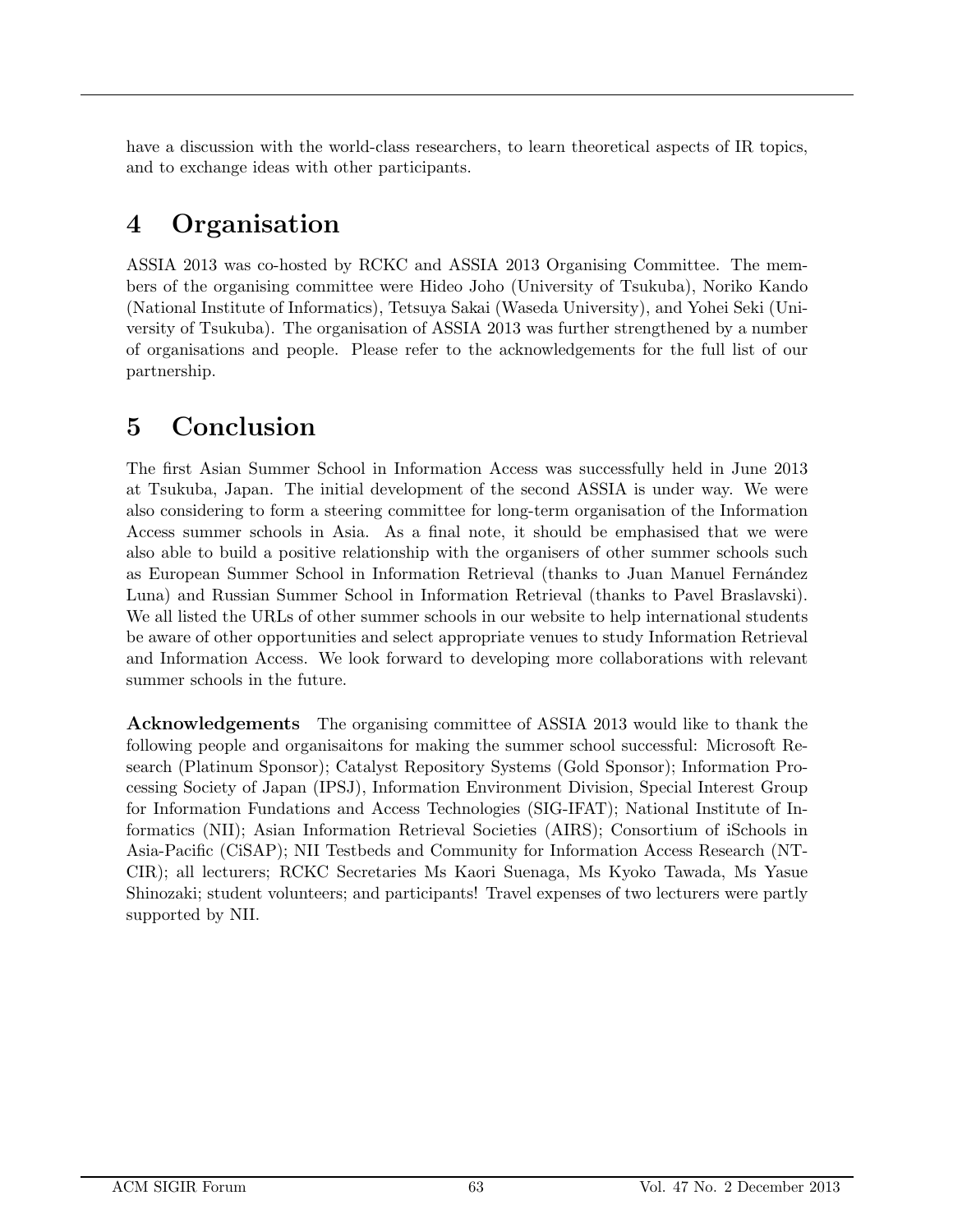have a discussion with the world-class researchers, to learn theoretical aspects of IR topics, and to exchange ideas with other participants.

# 4 Organisation

ASSIA 2013 was co-hosted by RCKC and ASSIA 2013 Organising Committee. The members of the organising committee were Hideo Joho (University of Tsukuba), Noriko Kando (National Institute of Informatics), Tetsuya Sakai (Waseda University), and Yohei Seki (University of Tsukuba). The organisation of ASSIA 2013 was further strengthened by a number of organisations and people. Please refer to the acknowledgements for the full list of our partnership.

# 5 Conclusion

The first Asian Summer School in Information Access was successfully held in June 2013 at Tsukuba, Japan. The initial development of the second ASSIA is under way. We were also considering to form a steering committee for long-term organisation of the Information Access summer schools in Asia. As a final note, it should be emphasised that we were also able to build a positive relationship with the organisers of other summer schools such as European Summer School in Information Retrieval (thanks to Juan Manuel Fernández Luna) and Russian Summer School in Information Retrieval (thanks to Pavel Braslavski). We all listed the URLs of other summer schools in our website to help international students be aware of other opportunities and select appropriate venues to study Information Retrieval and Information Access. We look forward to developing more collaborations with relevant summer schools in the future.

**Acknowledgements** The organising committee of ASSIA 2013 would like to thank the following people and organisaitons for making the summer school successful: Microsoft Research (Platinum Sponsor); Catalyst Repository Systems (Gold Sponsor); Information Processing Society of Japan (IPSJ), Information Environment Division, Special Interest Group for Information Fundations and Access Technologies (SIG-IFAT); National Institute of Informatics (NII); Asian Information Retrieval Societies (AIRS); Consortium of iSchools in Asia-Pacific (CiSAP); NII Testbeds and Community for Information Access Research (NTCIR); all lecturers; RCKC Secretaries Ms Kaori Suenaga, Ms Kyoko Tawada, Ms Yasue Shinozaki; student volunteers; and participants! Travel expenses of two lecturers were partly supported by NII.